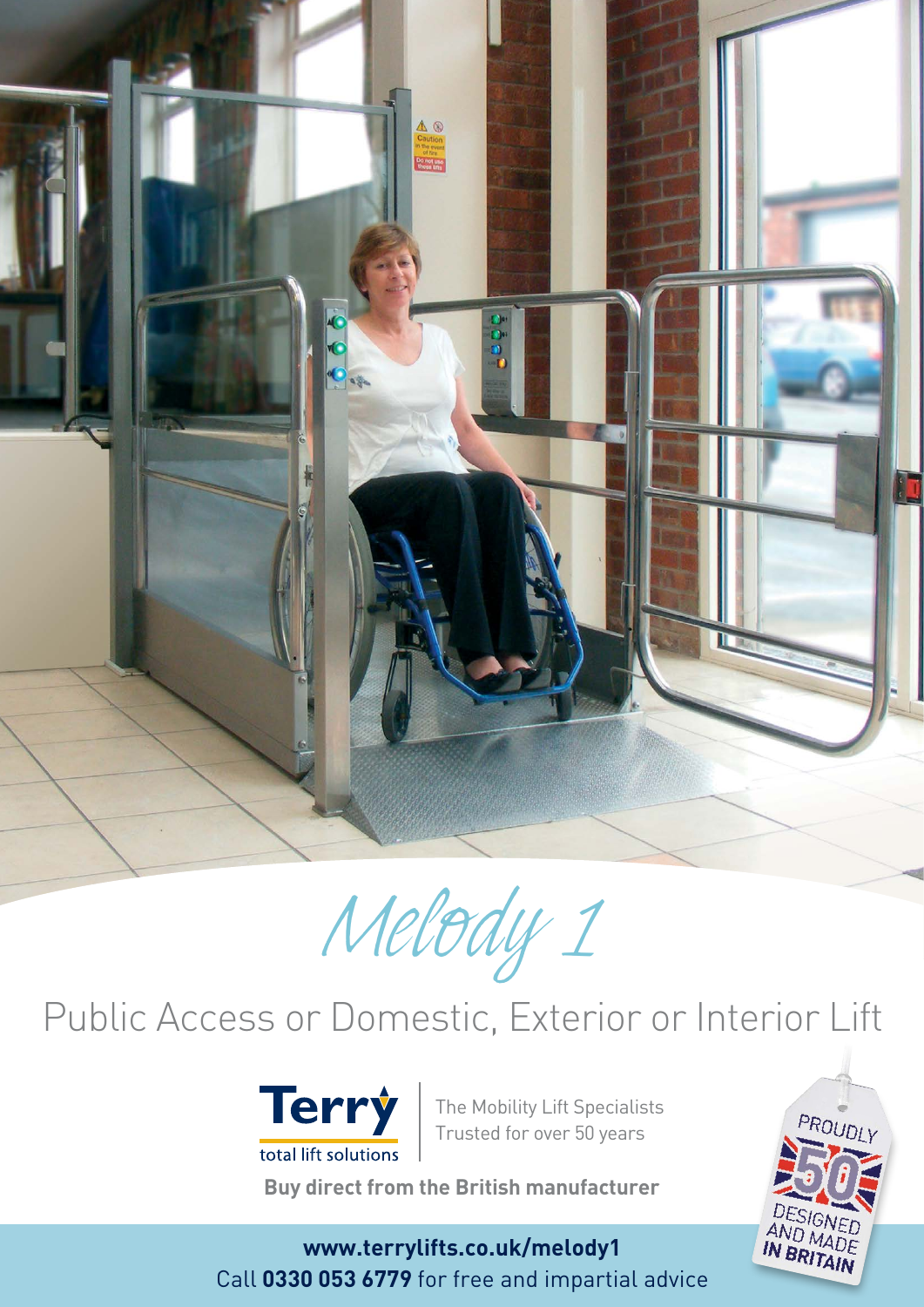# Melody 1

## Public Access or Domestic, Exterior or Interior Lift

**Terry**
total lift solutions

The Mobility Lift Specialists
Trusted for over 50 years

**Buy direct from the British manufacturer**

PROUDLY 50 DESIGNED AND MADE IN BRITAIN

**www.terrylifts.co.uk/melody1**
Call **0330 053 6779** for free and impartial advice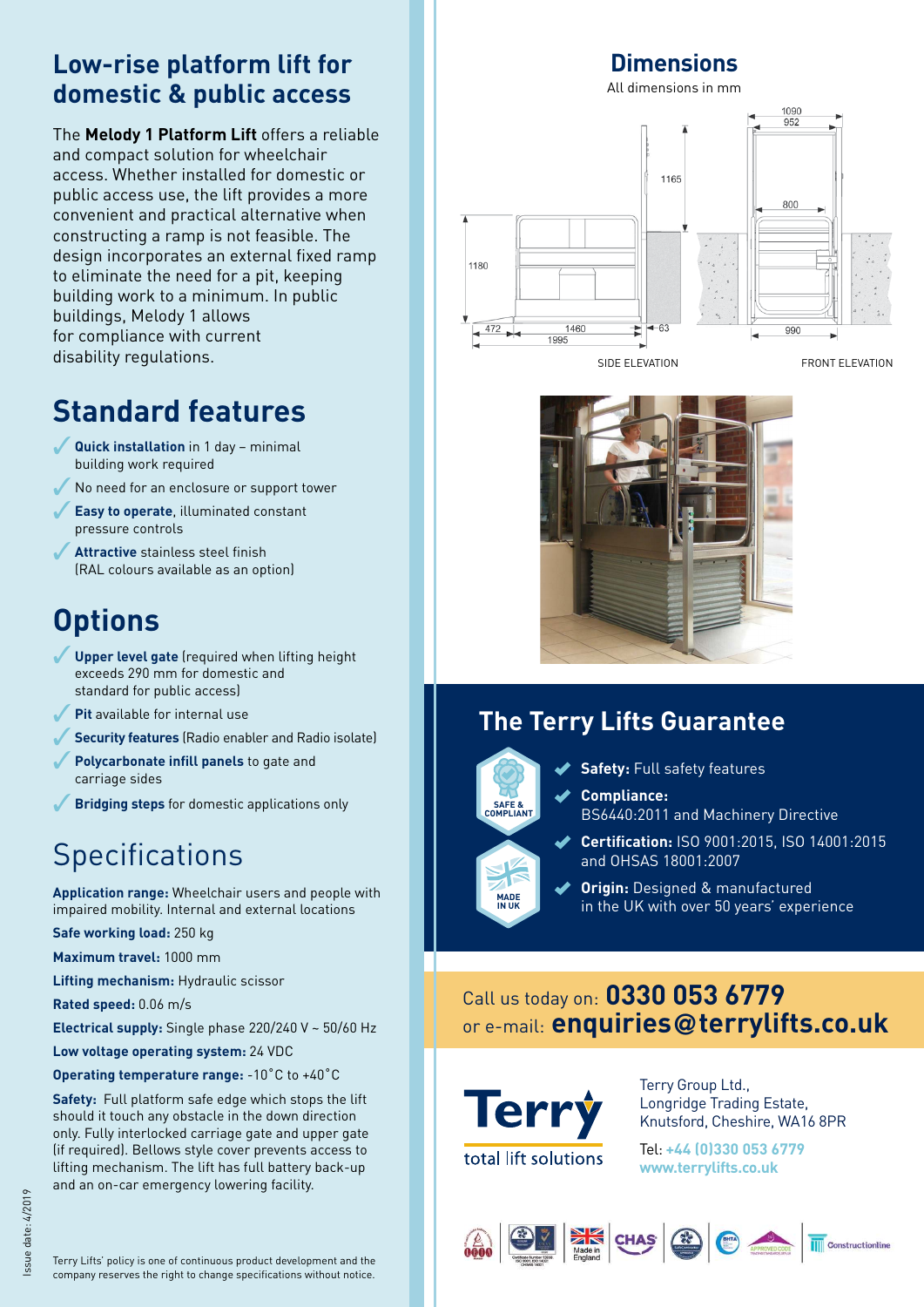## Low-rise platform lift for domestic & public access

The **Melody 1 Platform Lift** offers a reliable and compact solution for wheelchair access. Whether installed for domestic or public access use, the lift provides a more convenient and practical alternative when constructing a ramp is not feasible. The design incorporates an external fixed ramp to eliminate the need for a pit, keeping building work to a minimum. In public buildings, Melody 1 allows for compliance with current disability regulations.

## Standard features

- **Quick installation** in 1 day – minimal building work required
- No need for an enclosure or support tower
- **Easy to operate**, illuminated constant pressure controls
- **Attractive** stainless steel finish (RAL colours available as an option)

## Options

- **Upper level gate** (required when lifting height exceeds 290 mm for domestic and standard for public access)
- **Pit** available for internal use
- **Security features** (Radio enabler and Radio isolate)
- **Polycarbonate infill panels** to gate and carriage sides
- **Bridging steps** for domestic applications only

## Specifications

**Application range:** Wheelchair users and people with impaired mobility. Internal and external locations

**Safe working load:** 250 kg

**Maximum travel:** 1000 mm

**Lifting mechanism:** Hydraulic scissor

**Rated speed:** 0.06 m/s

**Electrical supply:** Single phase 220/240 V ~ 50/60 Hz

**Low voltage operating system:** 24 VDC

**Operating temperature range:** -10˚C to +40˚C

**Safety:** Full platform safe edge which stops the lift should it touch any obstacle in the down direction only. Fully interlocked carriage gate and upper gate (if required). Bellows style cover prevents access to lifting mechanism. The lift has full battery back-up and an on-car emergency lowering facility.

Terry Lifts' policy is one of continuous product development and the company reserves the right to change specifications without notice.

Issue date: 4/2019

## Dimensions

All dimensions in mm

1090
952
1165
800
1180
472
1460
1995
63
990

SIDE ELEVATION

FRONT ELEVATION

## The Terry Lifts Guarantee

SAFE & COMPLIANT

MADE IN UK

- **Safety:** Full safety features
- **Compliance:** BS6440:2011 and Machinery Directive
- **Certification:** ISO 9001:2015, ISO 14001:2015 and OHSAS 18001:2007
- **Origin:** Designed & manufactured in the UK with over 50 years' experience

Call us today on: **0330 053 6779**
or e-mail: **enquiries@terrylifts.co.uk**

Terry
total lift solutions

Terry Group Ltd.,
Longridge Trading Estate,
Knutsford, Cheshire, WA16 8PR

Tel: +44 (0)330 053 6779
www.terrylifts.co.uk

Made in England

CHAS

Constructionline